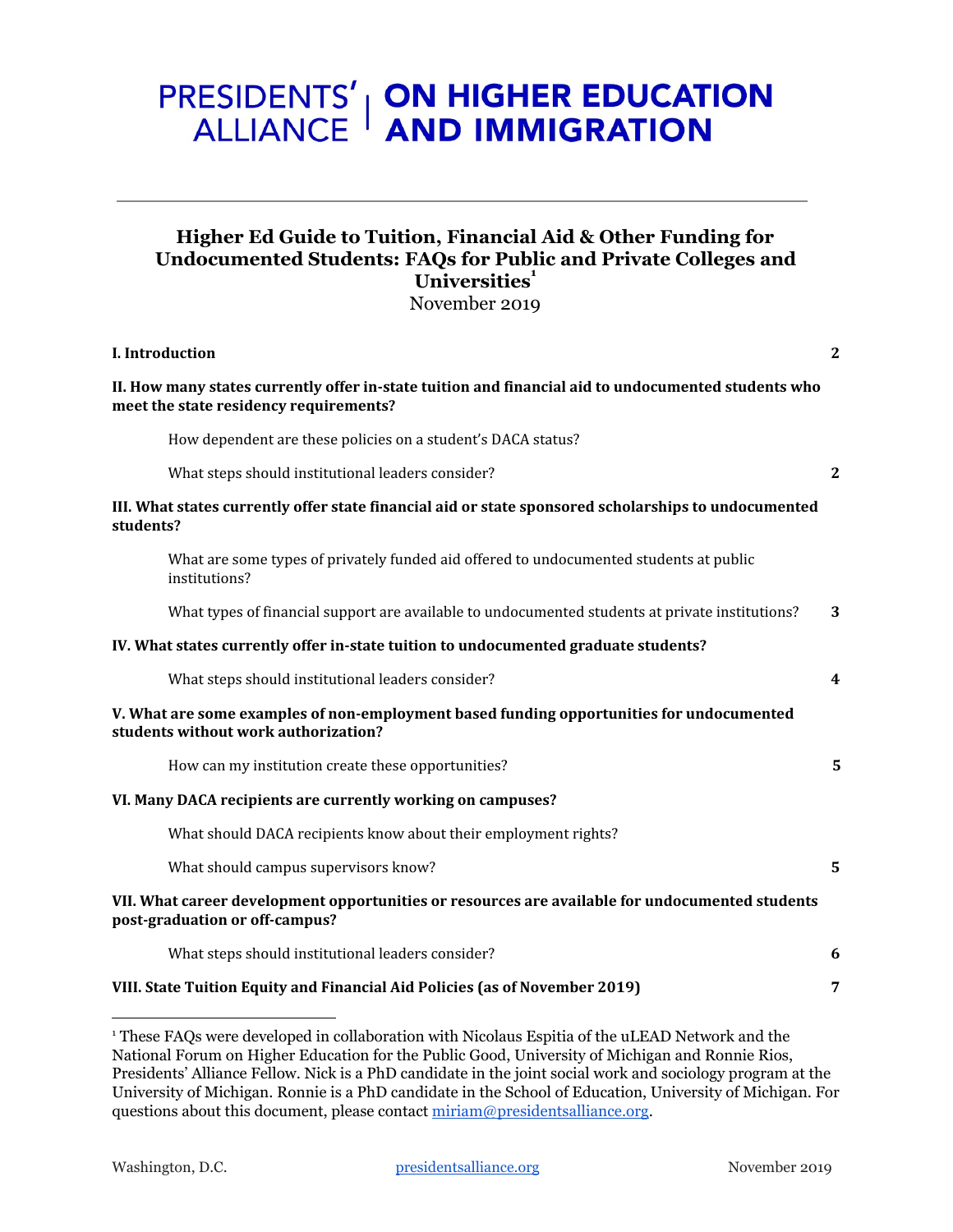# PRESIDENTS' ALLIANCE | ON HIGHER EDUCATION AND IMMIGRATION

## Higher Ed Guide to Tuition, Financial Aid & Other Funding for Undocumented Students: FAQs for Public and Private Colleges and Universities[1]

November 2019

| | |
|---|---|
| **I. Introduction** | **2** |
| **II. How many states currently offer in-state tuition and financial aid to undocumented students who meet the state residency requirements?** | |
| How dependent are these policies on a student's DACA status? | |
| What steps should institutional leaders consider? | **2** |
| **III. What states currently offer state financial aid or state sponsored scholarships to undocumented students?** | |
| What are some types of privately funded aid offered to undocumented students at public institutions? | |
| What types of financial support are available to undocumented students at private institutions? | **3** |
| **IV. What states currently offer in-state tuition to undocumented graduate students?** | |
| What steps should institutional leaders consider? | **4** |
| **V. What are some examples of non-employment based funding opportunities for undocumented students without work authorization?** | |
| How can my institution create these opportunities? | **5** |
| **VI. Many DACA recipients are currently working on campuses?** | |
| What should DACA recipients know about their employment rights? | |
| What should campus supervisors know? | **5** |
| **VII. What career development opportunities or resources are available for undocumented students post-graduation or off-campus?** | |
| What steps should institutional leaders consider? | **6** |
| **VIII. State Tuition Equity and Financial Aid Policies (as of November 2019)** | **7** |

[1] These FAQs were developed in collaboration with Nicolaus Espitia of the uLEAD Network and the National Forum on Higher Education for the Public Good, University of Michigan and Ronnie Rios, Presidents' Alliance Fellow. Nick is a PhD candidate in the joint social work and sociology program at the University of Michigan. Ronnie is a PhD candidate in the School of Education, University of Michigan. For questions about this document, please contact miriam@presidentsalliance.org.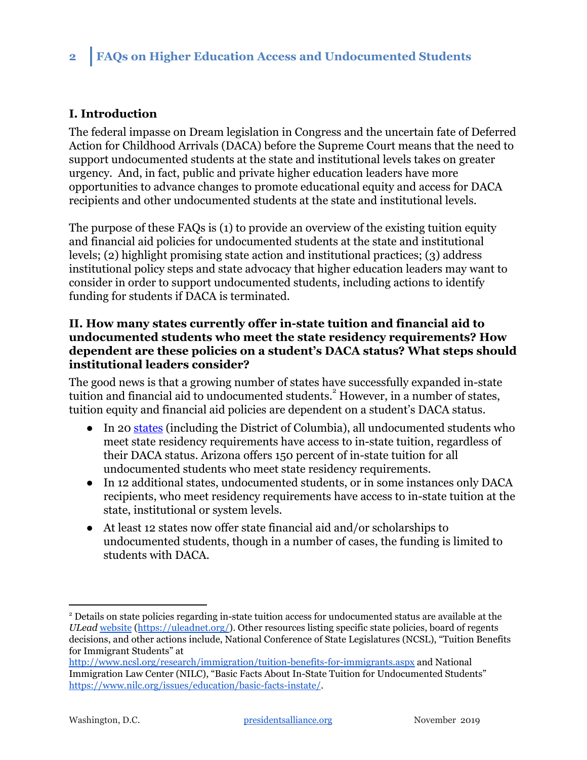## I. Introduction

The federal impasse on Dream legislation in Congress and the uncertain fate of Deferred Action for Childhood Arrivals (DACA) before the Supreme Court means that the need to support undocumented students at the state and institutional levels takes on greater urgency. And, in fact, public and private higher education leaders have more opportunities to advance changes to promote educational equity and access for DACA recipients and other undocumented students at the state and institutional levels.

The purpose of these FAQs is (1) to provide an overview of the existing tuition equity and financial aid policies for undocumented students at the state and institutional levels; (2) highlight promising state action and institutional practices; (3) address institutional policy steps and state advocacy that higher education leaders may want to consider in order to support undocumented students, including actions to identify funding for students if DACA is terminated.

## II. How many states currently offer in-state tuition and financial aid to undocumented students who meet the state residency requirements? How dependent are these policies on a student's DACA status? What steps should institutional leaders consider?

The good news is that a growing number of states have successfully expanded in-state tuition and financial aid to undocumented students.[2] However, in a number of states, tuition equity and financial aid policies are dependent on a student's DACA status.

- In 20 states (including the District of Columbia), all undocumented students who meet state residency requirements have access to in-state tuition, regardless of their DACA status. Arizona offers 150 percent of in-state tuition for all undocumented students who meet state residency requirements.
- In 12 additional states, undocumented students, or in some instances only DACA recipients, who meet residency requirements have access to in-state tuition at the state, institutional or system levels.
- At least 12 states now offer state financial aid and/or scholarships to undocumented students, though in a number of cases, the funding is limited to students with DACA.

---

[2] Details on state policies regarding in-state tuition access for undocumented status are available at the *ULead* website (https://uleadnet.org/). Other resources listing specific state policies, board of regents decisions, and other actions include, National Conference of State Legislatures (NCSL), "Tuition Benefits for Immigrant Students" at http://www.ncsl.org/research/immigration/tuition-benefits-for-immigrants.aspx and National Immigration Law Center (NILC), "Basic Facts About In-State Tuition for Undocumented Students" https://www.nilc.org/issues/education/basic-facts-instate/.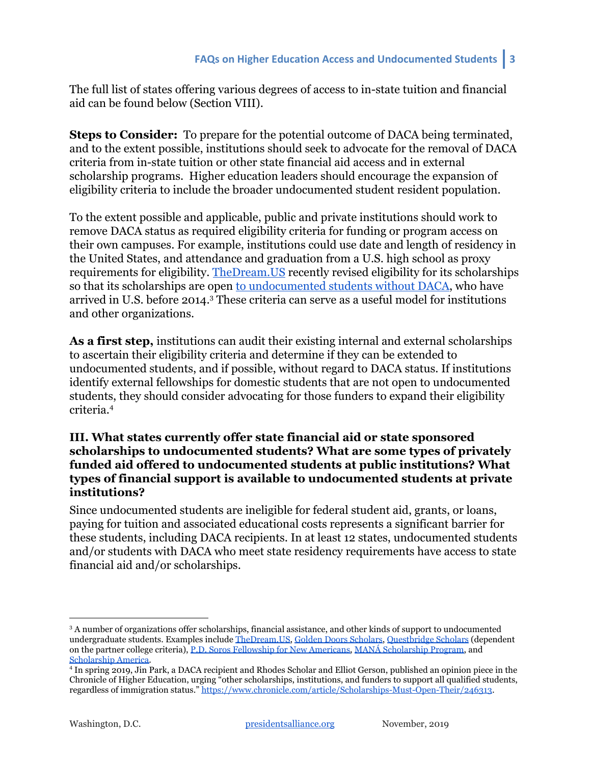The full list of states offering various degrees of access to in-state tuition and financial aid can be found below (Section VIII).

**Steps to Consider:** To prepare for the potential outcome of DACA being terminated, and to the extent possible, institutions should seek to advocate for the removal of DACA criteria from in-state tuition or other state financial aid access and in external scholarship programs. Higher education leaders should encourage the expansion of eligibility criteria to include the broader undocumented student resident population.

To the extent possible and applicable, public and private institutions should work to remove DACA status as required eligibility criteria for funding or program access on their own campuses. For example, institutions could use date and length of residency in the United States, and attendance and graduation from a U.S. high school as proxy requirements for eligibility. TheDream.US recently revised eligibility for its scholarships so that its scholarships are open to undocumented students without DACA, who have arrived in U.S. before 2014.[3] These criteria can serve as a useful model for institutions and other organizations.

**As a first step,** institutions can audit their existing internal and external scholarships to ascertain their eligibility criteria and determine if they can be extended to undocumented students, and if possible, without regard to DACA status. If institutions identify external fellowships for domestic students that are not open to undocumented students, they should consider advocating for those funders to expand their eligibility criteria.[4]

### III. What states currently offer state financial aid or state sponsored scholarships to undocumented students? What are some types of privately funded aid offered to undocumented students at public institutions? What types of financial support is available to undocumented students at private institutions?

Since undocumented students are ineligible for federal student aid, grants, or loans, paying for tuition and associated educational costs represents a significant barrier for these students, including DACA recipients. In at least 12 states, undocumented students and/or students with DACA who meet state residency requirements have access to state financial aid and/or scholarships.

---

[3] A number of organizations offer scholarships, financial assistance, and other kinds of support to undocumented undergraduate students. Examples include TheDream.US, Golden Doors Scholars, Questbridge Scholars (dependent on the partner college criteria), P.D. Soros Fellowship for New Americans, MANÁ Scholarship Program, and Scholarship America.

[4] In spring 2019, Jin Park, a DACA recipient and Rhodes Scholar and Elliot Gerson, published an opinion piece in the Chronicle of Higher Education, urging "other scholarships, institutions, and funders to support all qualified students, regardless of immigration status." https://www.chronicle.com/article/Scholarships-Must-Open-Their/246313.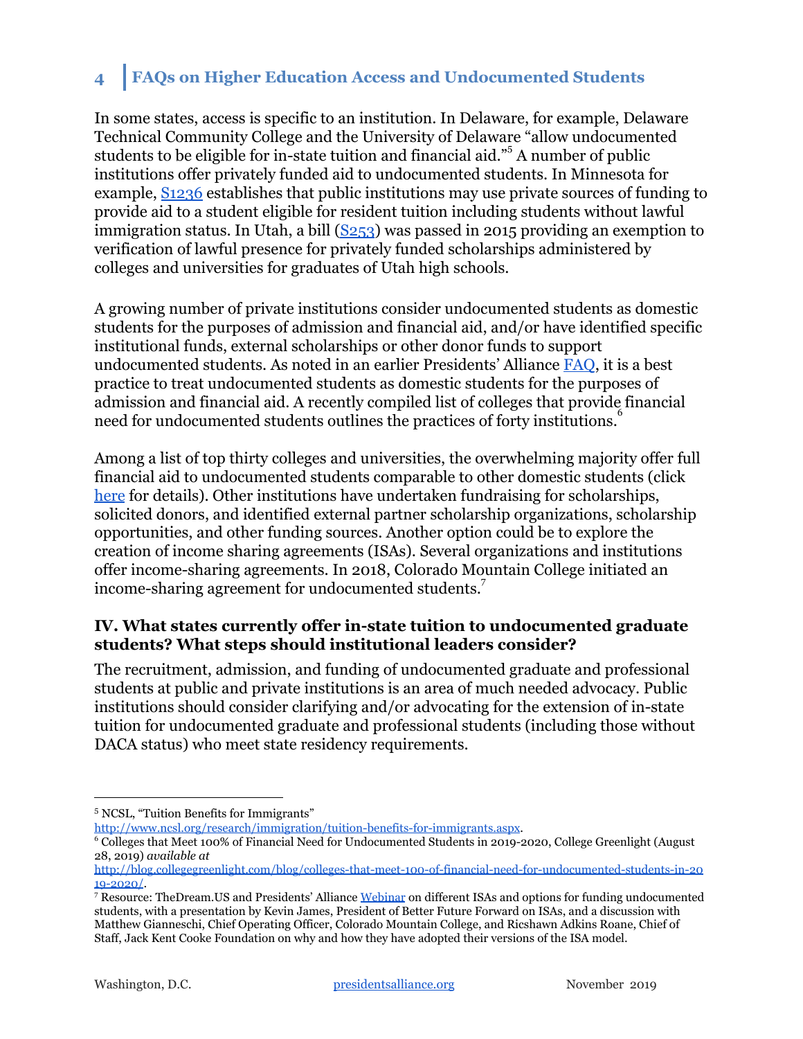In some states, access is specific to an institution. In Delaware, for example, Delaware Technical Community College and the University of Delaware "allow undocumented students to be eligible for in-state tuition and financial aid."[5] A number of public institutions offer privately funded aid to undocumented students. In Minnesota for example, S1236 establishes that public institutions may use private sources of funding to provide aid to a student eligible for resident tuition including students without lawful immigration status. In Utah, a bill (S253) was passed in 2015 providing an exemption to verification of lawful presence for privately funded scholarships administered by colleges and universities for graduates of Utah high schools.

A growing number of private institutions consider undocumented students as domestic students for the purposes of admission and financial aid, and/or have identified specific institutional funds, external scholarships or other donor funds to support undocumented students. As noted in an earlier Presidents' Alliance FAQ, it is a best practice to treat undocumented students as domestic students for the purposes of admission and financial aid. A recently compiled list of colleges that provide financial need for undocumented students outlines the practices of forty institutions.[6]

Among a list of top thirty colleges and universities, the overwhelming majority offer full financial aid to undocumented students comparable to other domestic students (click here for details). Other institutions have undertaken fundraising for scholarships, solicited donors, and identified external partner scholarship organizations, scholarship opportunities, and other funding sources. Another option could be to explore the creation of income sharing agreements (ISAs). Several organizations and institutions offer income-sharing agreements. In 2018, Colorado Mountain College initiated an income-sharing agreement for undocumented students.[7]

### IV. What states currently offer in-state tuition to undocumented graduate students? What steps should institutional leaders consider?

The recruitment, admission, and funding of undocumented graduate and professional students at public and private institutions is an area of much needed advocacy. Public institutions should consider clarifying and/or advocating for the extension of in-state tuition for undocumented graduate and professional students (including those without DACA status) who meet state residency requirements.

---

[5] NCSL, "Tuition Benefits for Immigrants" http://www.ncsl.org/research/immigration/tuition-benefits-for-immigrants.aspx.

[6] Colleges that Meet 100% of Financial Need for Undocumented Students in 2019-2020, College Greenlight (August 28, 2019) *available at* http://blog.collegegreenlight.com/blog/colleges-that-meet-100-of-financial-need-for-undocumented-students-in-2019-2020/.

[7] Resource: TheDream.US and Presidents' Alliance Webinar on different ISAs and options for funding undocumented students, with a presentation by Kevin James, President of Better Future Forward on ISAs, and a discussion with Matthew Gianneschi, Chief Operating Officer, Colorado Mountain College, and Ricshawn Adkins Roane, Chief of Staff, Jack Kent Cooke Foundation on why and how they have adopted their versions of the ISA model.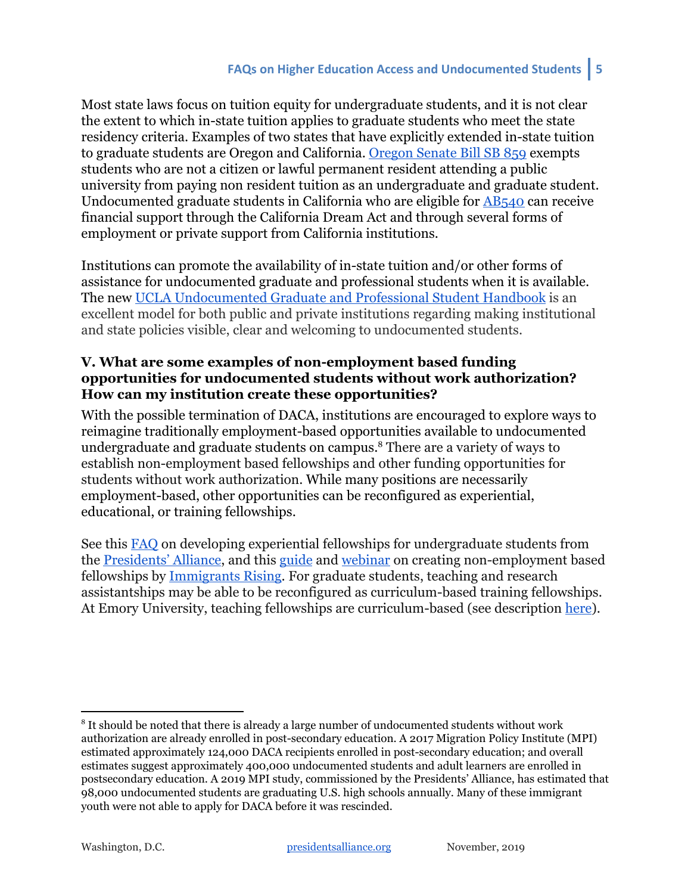Most state laws focus on tuition equity for undergraduate students, and it is not clear the extent to which in-state tuition applies to graduate students who meet the state residency criteria. Examples of two states that have explicitly extended in-state tuition to graduate students are Oregon and California. Oregon Senate Bill SB 859 exempts students who are not a citizen or lawful permanent resident attending a public university from paying non resident tuition as an undergraduate and graduate student. Undocumented graduate students in California who are eligible for AB540 can receive financial support through the California Dream Act and through several forms of employment or private support from California institutions.

Institutions can promote the availability of in-state tuition and/or other forms of assistance for undocumented graduate and professional students when it is available. The new UCLA Undocumented Graduate and Professional Student Handbook is an excellent model for both public and private institutions regarding making institutional and state policies visible, clear and welcoming to undocumented students.

### V. What are some examples of non-employment based funding opportunities for undocumented students without work authorization? How can my institution create these opportunities?

With the possible termination of DACA, institutions are encouraged to explore ways to reimagine traditionally employment-based opportunities available to undocumented undergraduate and graduate students on campus.[8] There are a variety of ways to establish non-employment based fellowships and other funding opportunities for students without work authorization. While many positions are necessarily employment-based, other opportunities can be reconfigured as experiential, educational, or training fellowships.

See this FAQ on developing experiential fellowships for undergraduate students from the Presidents' Alliance, and this guide and webinar on creating non-employment based fellowships by Immigrants Rising. For graduate students, teaching and research assistantships may be able to be reconfigured as curriculum-based training fellowships. At Emory University, teaching fellowships are curriculum-based (see description here).

[8] It should be noted that there is already a large number of undocumented students without work authorization are already enrolled in post-secondary education. A 2017 Migration Policy Institute (MPI) estimated approximately 124,000 DACA recipients enrolled in post-secondary education; and overall estimates suggest approximately 400,000 undocumented students and adult learners are enrolled in postsecondary education. A 2019 MPI study, commissioned by the Presidents' Alliance, has estimated that 98,000 undocumented students are graduating U.S. high schools annually. Many of these immigrant youth were not able to apply for DACA before it was rescinded.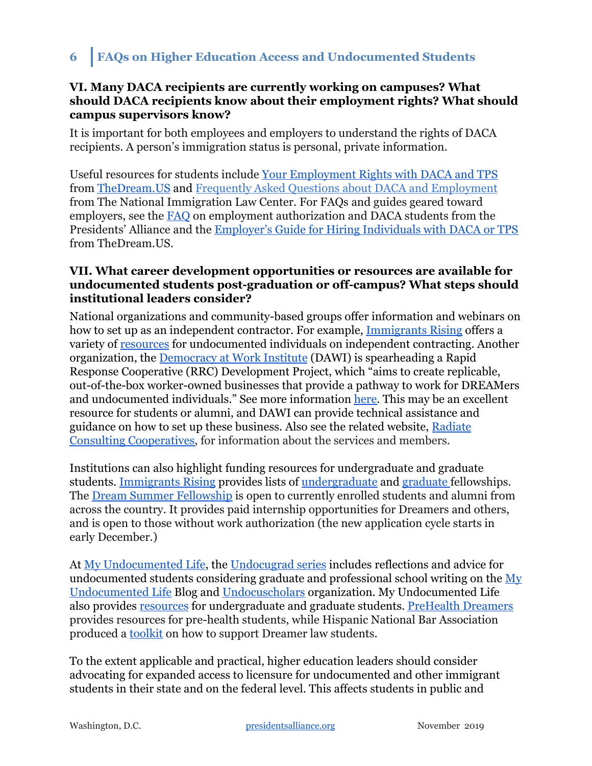### VI. Many DACA recipients are currently working on campuses? What should DACA recipients know about their employment rights? What should campus supervisors know?

It is important for both employees and employers to understand the rights of DACA recipients. A person's immigration status is personal, private information.

Useful resources for students include Your Employment Rights with DACA and TPS from TheDream.US and Frequently Asked Questions about DACA and Employment from The National Immigration Law Center. For FAQs and guides geared toward employers, see the FAQ on employment authorization and DACA students from the Presidents' Alliance and the Employer's Guide for Hiring Individuals with DACA or TPS from TheDream.US.

### VII. What career development opportunities or resources are available for undocumented students post-graduation or off-campus? What steps should institutional leaders consider?

National organizations and community-based groups offer information and webinars on how to set up as an independent contractor. For example, Immigrants Rising offers a variety of resources for undocumented individuals on independent contracting. Another organization, the Democracy at Work Institute (DAWI) is spearheading a Rapid Response Cooperative (RRC) Development Project, which "aims to create replicable, out-of-the-box worker-owned businesses that provide a pathway to work for DREAMers and undocumented individuals." See more information here. This may be an excellent resource for students or alumni, and DAWI can provide technical assistance and guidance on how to set up these business. Also see the related website, Radiate Consulting Cooperatives, for information about the services and members.

Institutions can also highlight funding resources for undergraduate and graduate students. Immigrants Rising provides lists of undergraduate and graduate fellowships. The Dream Summer Fellowship is open to currently enrolled students and alumni from across the country. It provides paid internship opportunities for Dreamers and others, and is open to those without work authorization (the new application cycle starts in early December.)

At My Undocumented Life, the Undocugrad series includes reflections and advice for undocumented students considering graduate and professional school writing on the My Undocumented Life Blog and Undocuscholars organization. My Undocumented Life also provides resources for undergraduate and graduate students. PreHealth Dreamers provides resources for pre-health students, while Hispanic National Bar Association produced a toolkit on how to support Dreamer law students.

To the extent applicable and practical, higher education leaders should consider advocating for expanded access to licensure for undocumented and other immigrant students in their state and on the federal level. This affects students in public and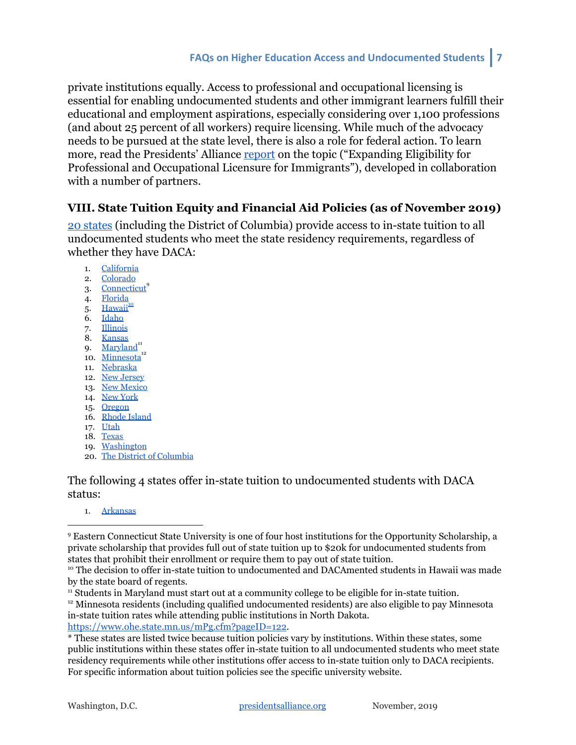private institutions equally. Access to professional and occupational licensing is essential for enabling undocumented students and other immigrant learners fulfill their educational and employment aspirations, especially considering over 1,100 professions (and about 25 percent of all workers) require licensing. While much of the advocacy needs to be pursued at the state level, there is also a role for federal action. To learn more, read the Presidents' Alliance report on the topic ("Expanding Eligibility for Professional and Occupational Licensure for Immigrants"), developed in collaboration with a number of partners.

## VIII. State Tuition Equity and Financial Aid Policies (as of November 2019)

20 states (including the District of Columbia) provide access to in-state tuition to all undocumented students who meet the state residency requirements, regardless of whether they have DACA:

1. California
2. Colorado
3. Connecticut[9]
4. Florida
5. Hawaii[10]
6. Idaho
7. Illinois
8. Kansas
9. Maryland[11]
10. Minnesota[12]
11. Nebraska
12. New Jersey
13. New Mexico
14. New York
15. Oregon
16. Rhode Island
17. Utah
18. Texas
19. Washington
20. The District of Columbia

The following 4 states offer in-state tuition to undocumented students with DACA status:

1. Arkansas

---

[9] Eastern Connecticut State University is one of four host institutions for the Opportunity Scholarship, a private scholarship that provides full out of state tuition up to $20k for undocumented students from states that prohibit their enrollment or require them to pay out of state tuition.

[10] The decision to offer in-state tuition to undocumented and DACAmented students in Hawaii was made by the state board of regents.

[11] Students in Maryland must start out at a community college to be eligible for in-state tuition.

[12] Minnesota residents (including qualified undocumented residents) are also eligible to pay Minnesota in-state tuition rates while attending public institutions in North Dakota. https://www.ohe.state.mn.us/mPg.cfm?pageID=122.

* These states are listed twice because tuition policies vary by institutions. Within these states, some public institutions within these states offer in-state tuition to all undocumented students who meet state residency requirements while other institutions offer access to in-state tuition only to DACA recipients. For specific information about tuition policies see the specific university website.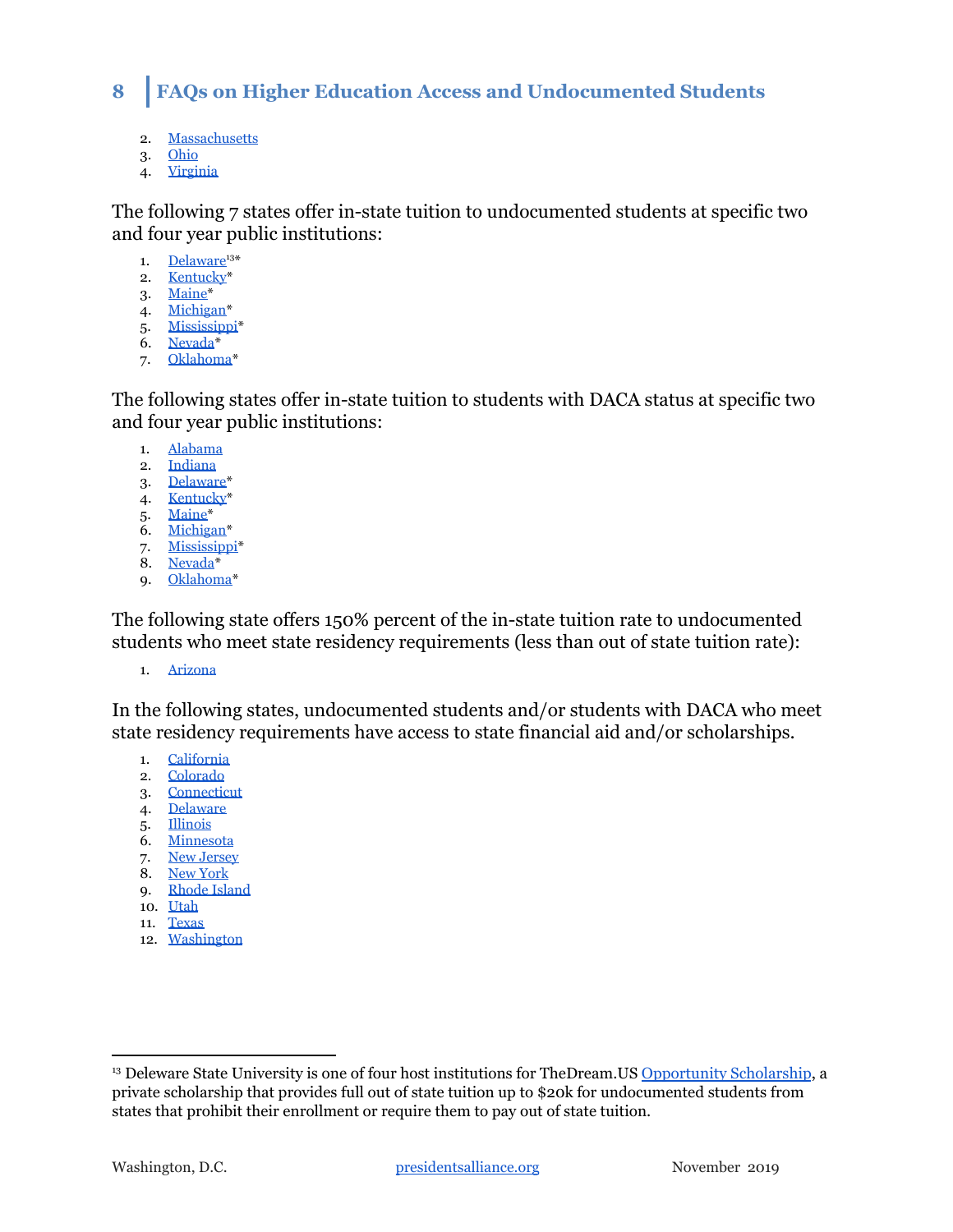2. Massachusetts
3. Ohio
4. Virginia

The following 7 states offer in-state tuition to undocumented students at specific two and four year public institutions:

1. Delaware[13]*
2. Kentucky*
3. Maine*
4. Michigan*
5. Mississippi*
6. Nevada*
7. Oklahoma*

The following states offer in-state tuition to students with DACA status at specific two and four year public institutions:

1. Alabama
2. Indiana
3. Delaware*
4. Kentucky*
5. Maine*
6. Michigan*
7. Mississippi*
8. Nevada*
9. Oklahoma*

The following state offers 150% percent of the in-state tuition rate to undocumented students who meet state residency requirements (less than out of state tuition rate):

1. Arizona

In the following states, undocumented students and/or students with DACA who meet state residency requirements have access to state financial aid and/or scholarships.

1. California
2. Colorado
3. Connecticut
4. Delaware
5. Illinois
6. Minnesota
7. New Jersey
8. New York
9. Rhode Island
10. Utah
11. Texas
12. Washington

---

[13] Deleware State University is one of four host institutions for TheDream.US Opportunity Scholarship, a private scholarship that provides full out of state tuition up to $20k for undocumented students from states that prohibit their enrollment or require them to pay out of state tuition.